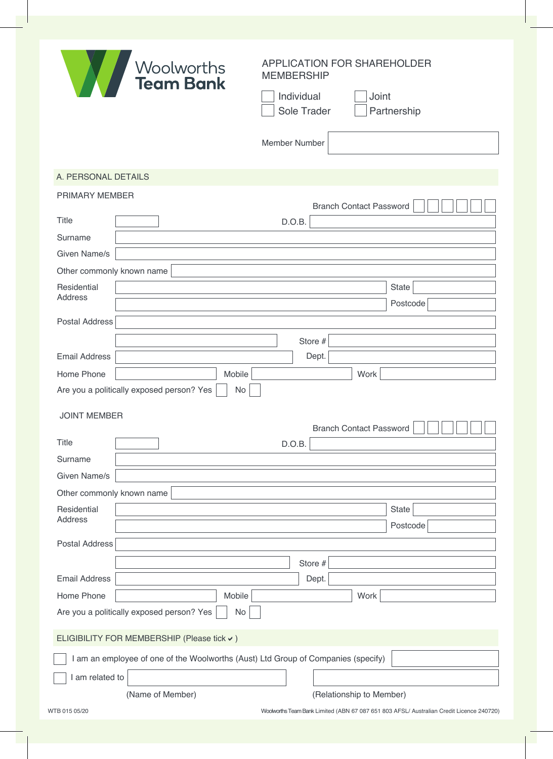Woolworths Team Bank

# APPLICATION FOR SHAREHOLDER MEMBERSHIP

☐ Individual ☐ Joint
☐ Sole Trader ☐ Partnership

Member Number

## A. PERSONAL DETAILS

### PRIMARY MEMBER

Branch Contact Password ☐☐☐☐☐☐

Title                D.O.B.

Surname

Given Name/s

Other commonly known name

Residential Address                State

                Postcode

Postal Address

                Store #

Email Address                Dept.

Home Phone                Mobile                Work

Are you a politically exposed person? Yes ☐ No ☐

### JOINT MEMBER

Branch Contact Password ☐☐☐☐☐☐

Title                D.O.B.

Surname

Given Name/s

Other commonly known name

Residential Address                State

                Postcode

Postal Address

                Store #

Email Address                Dept.

Home Phone                Mobile                Work

Are you a politically exposed person? Yes ☐ No ☐

## ELIGIBILITY FOR MEMBERSHIP (Please tick ✔)

☐ I am an employee of one of the Woolworths (Aust) Ltd Group of Companies (specify)

☐ I am related to

(Name of Member)                (Relationship to Member)

WTB 015 05/20

Woolworths Team Bank Limited (ABN 67 087 651 803 AFSL/ Australian Credit Licence 240720)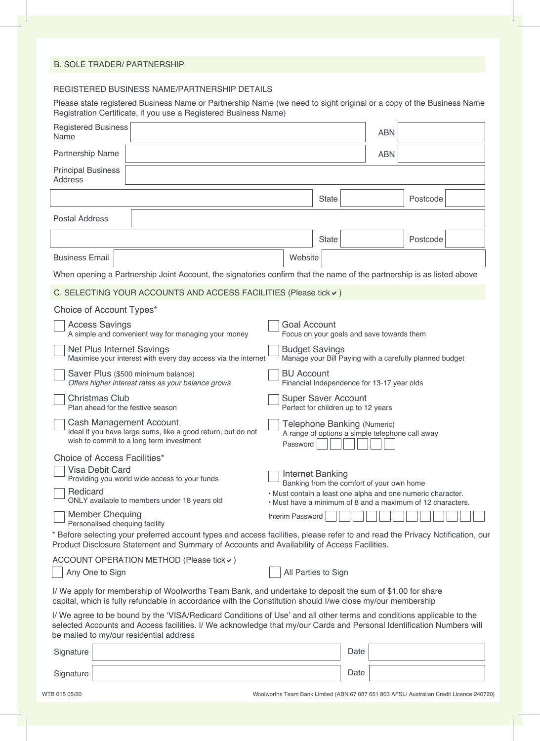## B. SOLE TRADER/ PARTNERSHIP

### REGISTERED BUSINESS NAME/PARTNERSHIP DETAILS

Please state registered Business Name or Partnership Name (we need to sight original or a copy of the Business Name Registration Certificate, if you use a Registered Business Name)

| | | | |
|---|---|---|---|
| Registered Business Name | | ABN | |
| Partnership Name | | ABN | |
| Principal Business Address | | | |
| | State | | Postcode |
| Postal Address | | | |
| | State | | Postcode |
| Business Email | | Website | |

When opening a Partnership Joint Account, the signatories confirm that the name of the partnership is as listed above

## C. SELECTING YOUR ACCOUNTS AND ACCESS FACILITIES (Please tick ✔)

### Choice of Account Types*

- ☐ **Access Savings**
  A simple and convenient way for managing your money
- ☐ **Net Plus Internet Savings**
  Maximise your interest with every day access via the internet
- ☐ **Saver Plus** ($500 minimum balance)
  *Offers higher interest rates as your balance grows*
- ☐ **Christmas Club**
  Plan ahead for the festive season
- ☐ **Cash Management Account**
  Ideal if you have large sums, like a good return, but do not wish to commit to a long term investment
- ☐ **Goal Account**
  Focus on your goals and save towards them
- ☐ **Budget Savings**
  Manage your Bill Paying with a carefully planned budget
- ☐ **BU Account**
  Financial Independence for 13-17 year olds
- ☐ **Super Saver Account**
  Perfect for children up to 12 years
- ☐ **Telephone Banking** (Numeric)
  A range of options a simple telephone call away
  Password ☐☐☐☐☐☐

### Choice of Access Facilities*

- ☐ **Visa Debit Card**
  Providing you world wide access to your funds
- ☐ **Redicard**
  ONLY available to members under 18 years old
- ☐ **Member Chequing**
  Personalised chequing facility
- ☐ **Internet Banking**
  Banking from the comfort of your own home
  - Must contain a least one alpha and one numeric character.
  - Must have a minimum of 8 and a maximum of 12 characters.

  Interim Password ☐☐☐☐☐☐☐☐☐☐☐☐

\* Before selecting your preferred account types and access facilities, please refer to and read the Privacy Notification, our Product Disclosure Statement and Summary of Accounts and Availability of Access Facilities.

### ACCOUNT OPERATION METHOD (Please tick ✔)

☐ Any One to Sign ☐ All Parties to Sign

I/ We apply for membership of Woolworths Team Bank, and undertake to deposit the sum of $1.00 for share capital, which is fully refundable in accordance with the Constitution should I/we close my/our membership

I/ We agree to be bound by the 'VISA/Redicard Conditions of Use' and all other terms and conditions applicable to the selected Accounts and Access facilities. I/ We acknowledge that my/our Cards and Personal Identification Numbers will be mailed to my/our residential address

| | | | |
|---|---|---|---|
| Signature | | Date | |
| Signature | | Date | |

WTB 015 05/20

Woolworths Team Bank Limited (ABN 67 087 651 803 AFSL/ Australian Credit Licence 240720)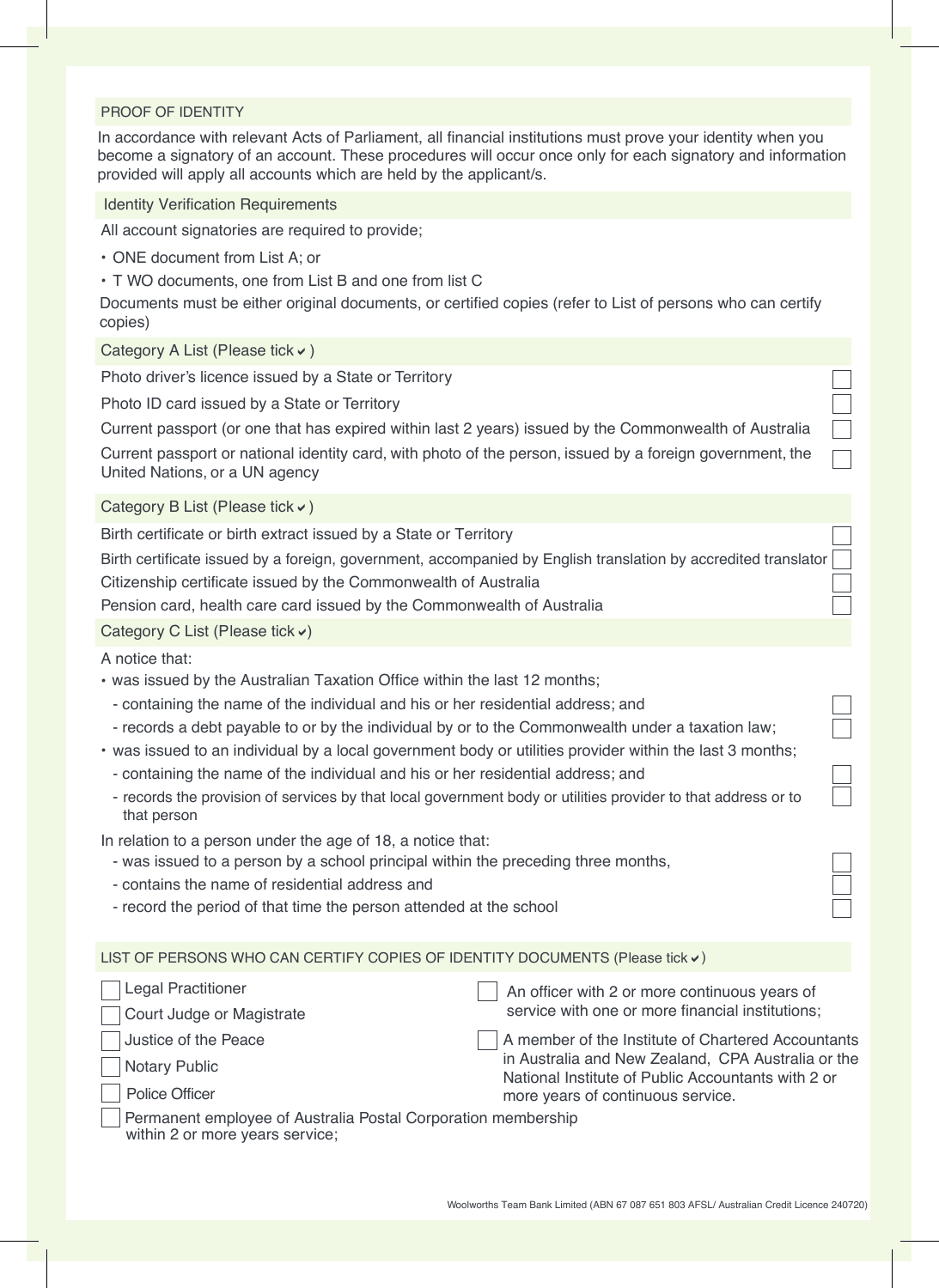## PROOF OF IDENTITY

In accordance with relevant Acts of Parliament, all financial institutions must prove your identity when you become a signatory of an account. These procedures will occur once only for each signatory and information provided will apply all accounts which are held by the applicant/s.

### Identity Verification Requirements

All account signatories are required to provide;

- ONE document from List A; or
- T WO documents, one from List B and one from list C

Documents must be either original documents, or certified copies (refer to List of persons who can certify copies)

### Category A List (Please tick ✓)

- ☐ Photo driver's licence issued by a State or Territory
- ☐ Photo ID card issued by a State or Territory
- ☐ Current passport (or one that has expired within last 2 years) issued by the Commonwealth of Australia
- ☐ Current passport or national identity card, with photo of the person, issued by a foreign government, the United Nations, or a UN agency

### Category B List (Please tick ✓)

- ☐ Birth certificate or birth extract issued by a State or Territory
- ☐ Birth certificate issued by a foreign, government, accompanied by English translation by accredited translator
- ☐ Citizenship certificate issued by the Commonwealth of Australia
- ☐ Pension card, health care card issued by the Commonwealth of Australia

### Category C List (Please tick ✓)

A notice that:

- was issued by the Australian Taxation Office within the last 12 months;
  - ☐ containing the name of the individual and his or her residential address; and
  - ☐ records a debt payable to or by the individual by or to the Commonwealth under a taxation law;
- was issued to an individual by a local government body or utilities provider within the last 3 months;
  - ☐ containing the name of the individual and his or her residential address; and
  - ☐ records the provision of services by that local government body or utilities provider to that address or to that person

In relation to a person under the age of 18, a notice that:

- ☐ was issued to a person by a school principal within the preceding three months,
- ☐ contains the name of residential address and
- ☐ record the period of that time the person attended at the school

### LIST OF PERSONS WHO CAN CERTIFY COPIES OF IDENTITY DOCUMENTS (Please tick ✓)

- ☐ Legal Practitioner
- ☐ Court Judge or Magistrate
- ☐ Justice of the Peace
- ☐ Notary Public
- ☐ Police Officer
- ☐ Permanent employee of Australia Postal Corporation membership within 2 or more years service;
- ☐ An officer with 2 or more continuous years of service with one or more financial institutions;
- ☐ A member of the Institute of Chartered Accountants in Australia and New Zealand, CPA Australia or the National Institute of Public Accountants with 2 or more years of continuous service.

Woolworths Team Bank Limited (ABN 67 087 651 803 AFSL/ Australian Credit Licence 240720)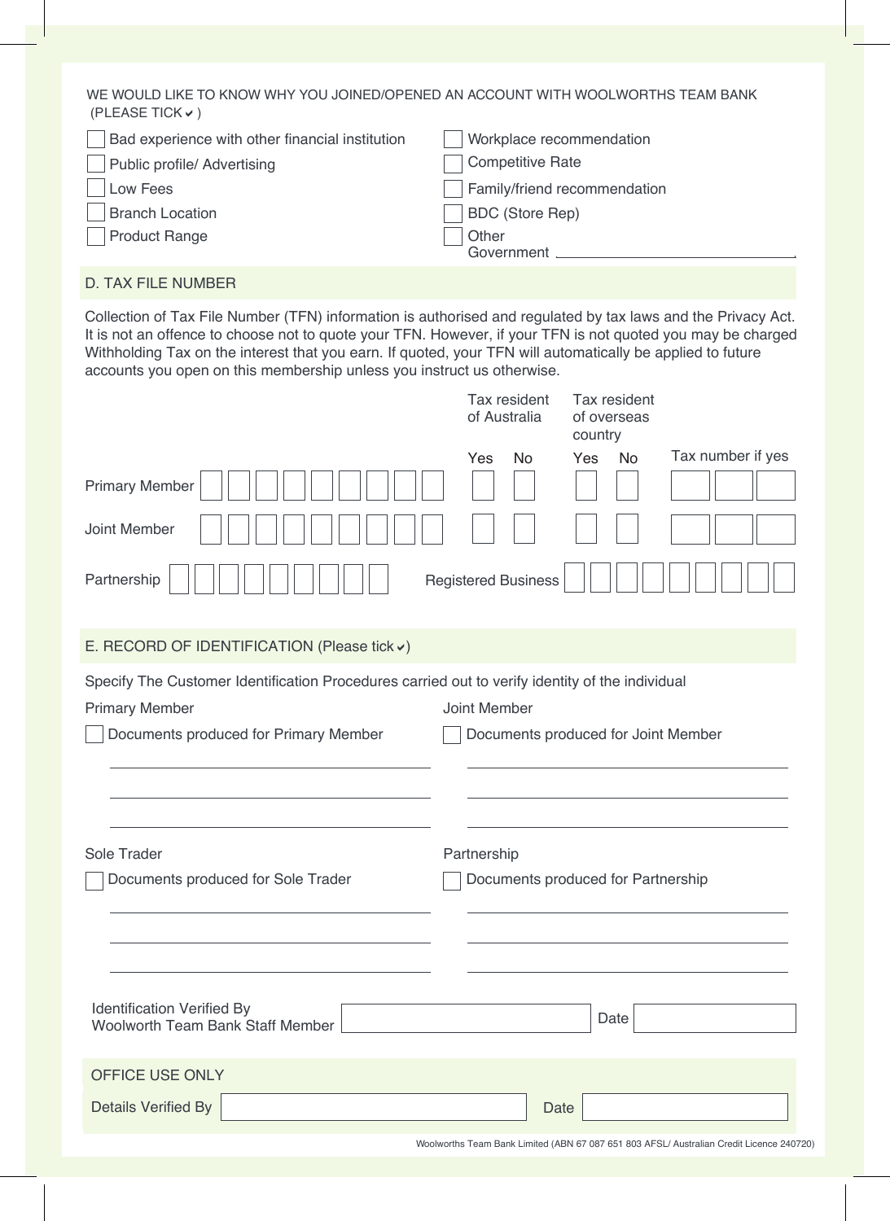WE WOULD LIKE TO KNOW WHY YOU JOINED/OPENED AN ACCOUNT WITH WOOLWORTHS TEAM BANK (PLEASE TICK ✔)

- ☐ Bad experience with other financial institution
- ☐ Public profile/ Advertising
- ☐ Low Fees
- ☐ Branch Location
- ☐ Product Range
- ☐ Workplace recommendation
- ☐ Competitive Rate
- ☐ Family/friend recommendation
- ☐ BDC (Store Rep)
- ☐ Other Government ______________________

## D. TAX FILE NUMBER

Collection of Tax File Number (TFN) information is authorised and regulated by tax laws and the Privacy Act. It is not an offence to choose not to quote your TFN. However, if your TFN is not quoted you may be charged Withholding Tax on the interest that you earn. If quoted, your TFN will automatically be applied to future accounts you open on this membership unless you instruct us otherwise.

| | TFN | Tax resident of Australia | | Tax resident of overseas country | | Tax number if yes |
|---|---|---|---|---|---|---|
| | | Yes | No | Yes | No | |
| Primary Member | ☐☐☐☐☐☐☐☐☐ | ☐ | ☐ | ☐ | ☐ | ☐☐☐ |
| Joint Member | ☐☐☐☐☐☐☐☐☐ | ☐ | ☐ | ☐ | ☐ | ☐☐☐ |

Partnership ☐☐☐☐☐☐☐☐☐ Registered Business ☐☐☐☐☐☐☐☐☐

## E. RECORD OF IDENTIFICATION (Please tick ✔)

Specify The Customer Identification Procedures carried out to verify identity of the individual

**Primary Member**

☐ Documents produced for Primary Member

______________________

______________________

______________________

**Joint Member**

☐ Documents produced for Joint Member

______________________

______________________

______________________

**Sole Trader**

☐ Documents produced for Sole Trader

______________________

______________________

______________________

**Partnership**

☐ Documents produced for Partnership

______________________

______________________

______________________

Identification Verified By Woolworth Team Bank Staff Member ______________________ Date ____________

**OFFICE USE ONLY**

Details Verified By ______________________ Date ____________

Woolworths Team Bank Limited (ABN 67 087 651 803 AFSL/ Australian Credit Licence 240720)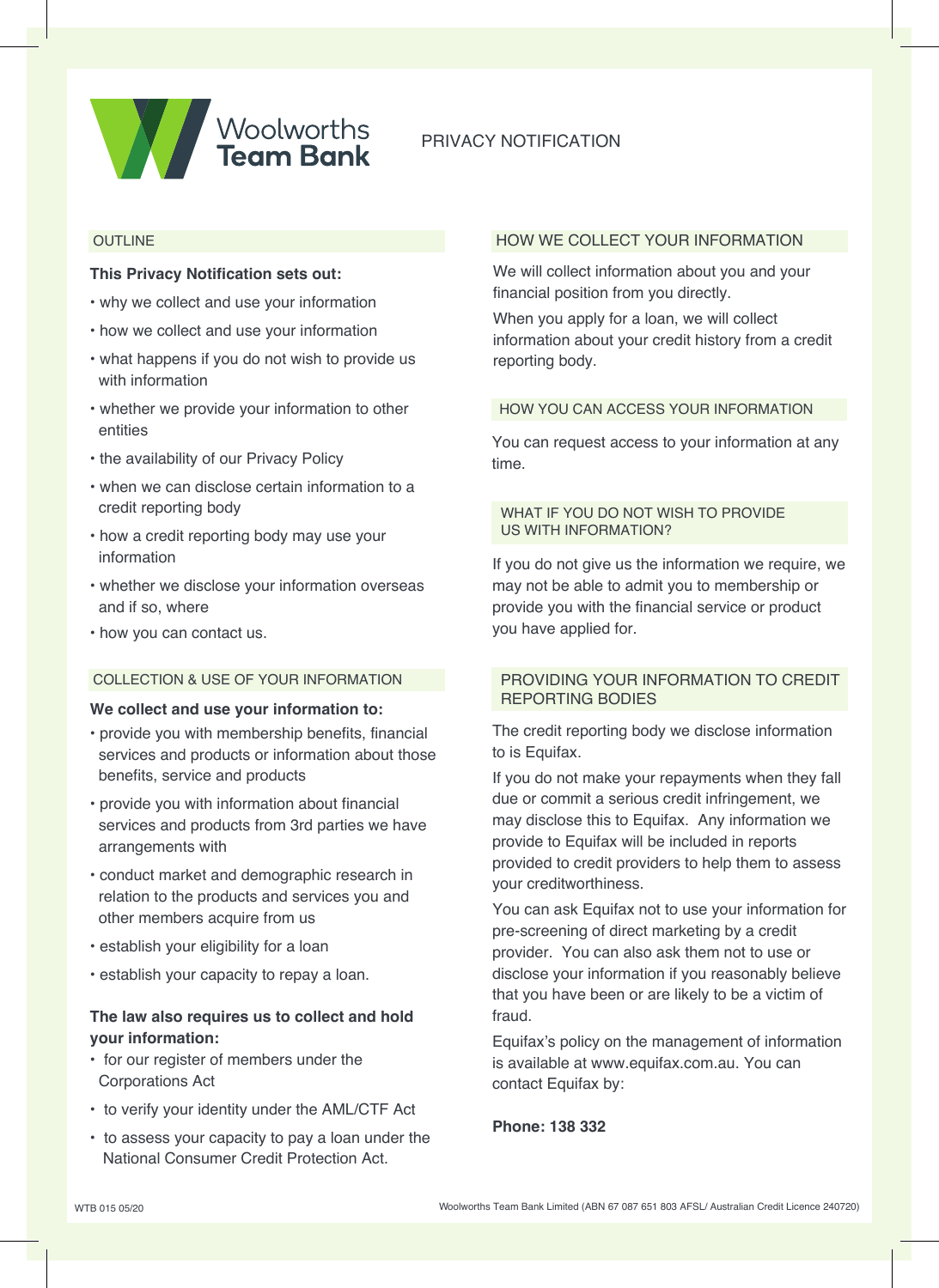Woolworths Team Bank

# PRIVACY NOTIFICATION

## OUTLINE

**This Privacy Notification sets out:**

- why we collect and use your information
- how we collect and use your information
- what happens if you do not wish to provide us with information
- whether we provide your information to other entities
- the availability of our Privacy Policy
- when we can disclose certain information to a credit reporting body
- how a credit reporting body may use your information
- whether we disclose your information overseas and if so, where
- how you can contact us.

## COLLECTION & USE OF YOUR INFORMATION

**We collect and use your information to:**

- provide you with membership benefits, financial services and products or information about those benefits, service and products
- provide you with information about financial services and products from 3rd parties we have arrangements with
- conduct market and demographic research in relation to the products and services you and other members acquire from us
- establish your eligibility for a loan
- establish your capacity to repay a loan.

**The law also requires us to collect and hold your information:**

- for our register of members under the Corporations Act
- to verify your identity under the AML/CTF Act
- to assess your capacity to pay a loan under the National Consumer Credit Protection Act.

## HOW WE COLLECT YOUR INFORMATION

We will collect information about you and your financial position from you directly.

When you apply for a loan, we will collect information about your credit history from a credit reporting body.

## HOW YOU CAN ACCESS YOUR INFORMATION

You can request access to your information at any time.

## WHAT IF YOU DO NOT WISH TO PROVIDE US WITH INFORMATION?

If you do not give us the information we require, we may not be able to admit you to membership or provide you with the financial service or product you have applied for.

## PROVIDING YOUR INFORMATION TO CREDIT REPORTING BODIES

The credit reporting body we disclose information to is Equifax.

If you do not make your repayments when they fall due or commit a serious credit infringement, we may disclose this to Equifax. Any information we provide to Equifax will be included in reports provided to credit providers to help them to assess your creditworthiness.

You can ask Equifax not to use your information for pre-screening of direct marketing by a credit provider. You can also ask them not to use or disclose your information if you reasonably believe that you have been or are likely to be a victim of fraud.

Equifax's policy on the management of information is available at www.equifax.com.au. You can contact Equifax by:

**Phone: 138 332**

WTB 015 05/20

Woolworths Team Bank Limited (ABN 67 087 651 803 AFSL/ Australian Credit Licence 240720)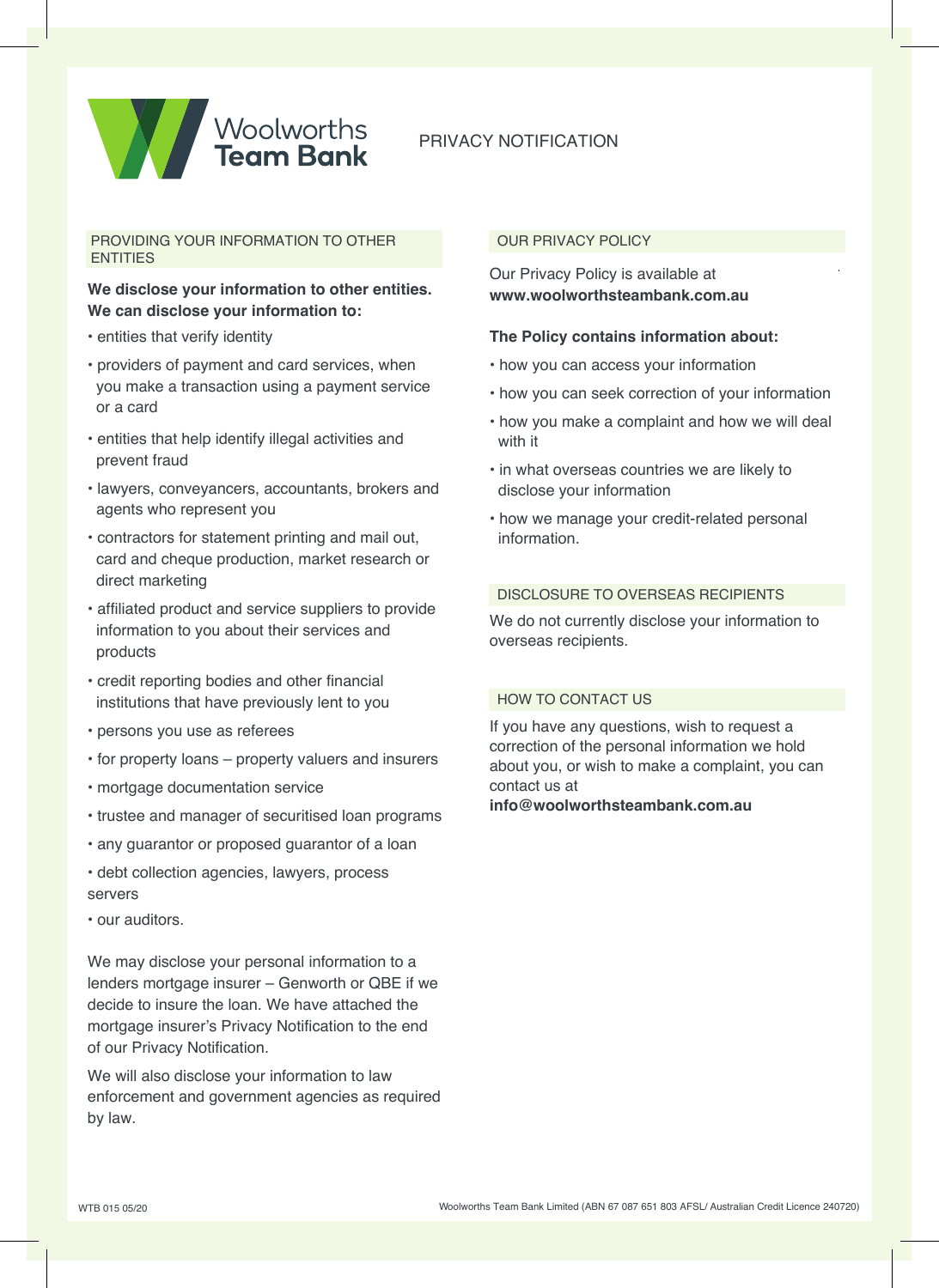Woolworths Team Bank

# PRIVACY NOTIFICATION

## PROVIDING YOUR INFORMATION TO OTHER ENTITIES

**We disclose your information to other entities. We can disclose your information to:**

- entities that verify identity
- providers of payment and card services, when you make a transaction using a payment service or a card
- entities that help identify illegal activities and prevent fraud
- lawyers, conveyancers, accountants, brokers and agents who represent you
- contractors for statement printing and mail out, card and cheque production, market research or direct marketing
- affiliated product and service suppliers to provide information to you about their services and products
- credit reporting bodies and other financial institutions that have previously lent to you
- persons you use as referees
- for property loans – property valuers and insurers
- mortgage documentation service
- trustee and manager of securitised loan programs
- any guarantor or proposed guarantor of a loan
- debt collection agencies, lawyers, process servers
- our auditors.

We may disclose your personal information to a lenders mortgage insurer – Genworth or QBE if we decide to insure the loan. We have attached the mortgage insurer's Privacy Notification to the end of our Privacy Notification.

We will also disclose your information to law enforcement and government agencies as required by law.

## OUR PRIVACY POLICY

Our Privacy Policy is available at **www.woolworthsteambank.com.au**

**The Policy contains information about:**

- how you can access your information
- how you can seek correction of your information
- how you make a complaint and how we will deal with it
- in what overseas countries we are likely to disclose your information
- how we manage your credit-related personal information.

## DISCLOSURE TO OVERSEAS RECIPIENTS

We do not currently disclose your information to overseas recipients.

## HOW TO CONTACT US

If you have any questions, wish to request a correction of the personal information we hold about you, or wish to make a complaint, you can contact us at **info@woolworthsteambank.com.au**

WTB 015 05/20

Woolworths Team Bank Limited (ABN 67 087 651 803 AFSL/ Australian Credit Licence 240720)